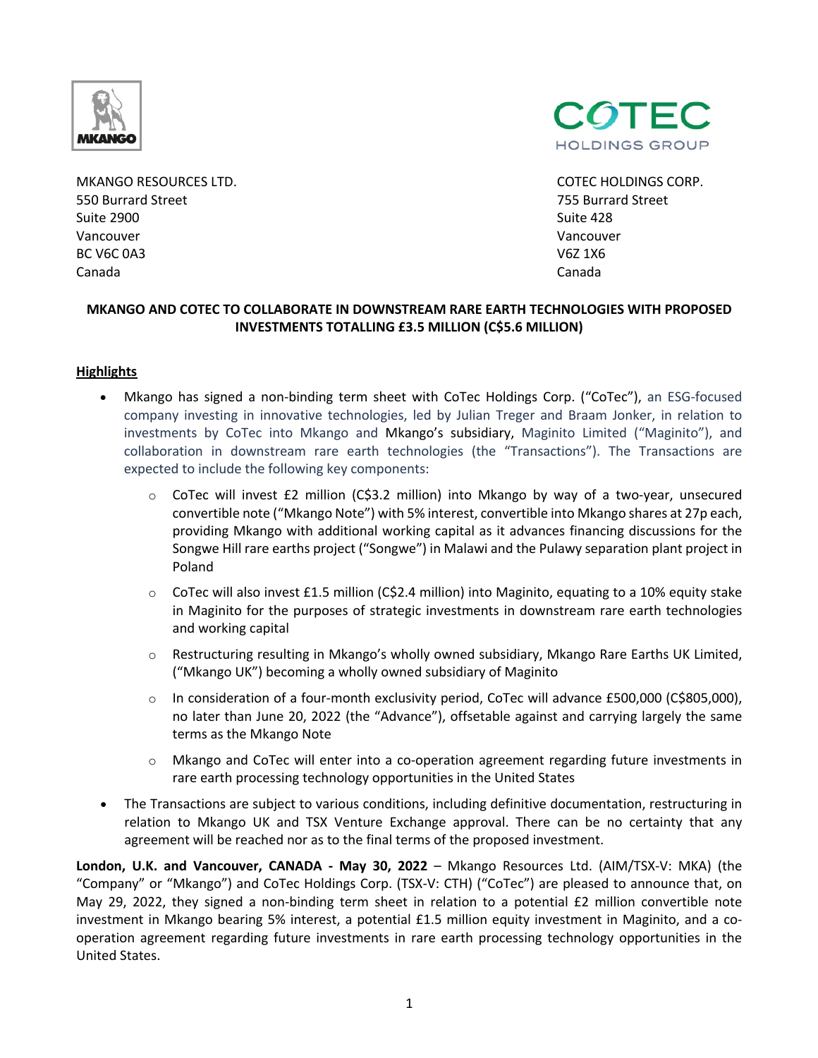MKANGO RESOURCES LTD.
550 Burrard Street
Suite 2900
Vancouver
BC V6C 0A3
Canada

COTEC HOLDINGS CORP.
755 Burrard Street
Suite 428
Vancouver
V6Z 1X6
Canada

**MKANGO AND COTEC TO COLLABORATE IN DOWNSTREAM RARE EARTH TECHNOLOGIES WITH PROPOSED INVESTMENTS TOTALLING £3.5 MILLION (C$5.6 MILLION)**

**Highlights**

- Mkango has signed a non-binding term sheet with CoTec Holdings Corp. ("CoTec"), an ESG-focused company investing in innovative technologies, led by Julian Treger and Braam Jonker, in relation to investments by CoTec into Mkango and Mkango's subsidiary, Maginito Limited ("Maginito"), and collaboration in downstream rare earth technologies (the "Transactions"). The Transactions are expected to include the following key components:
  - CoTec will invest £2 million (C$3.2 million) into Mkango by way of a two-year, unsecured convertible note ("Mkango Note") with 5% interest, convertible into Mkango shares at 27p each, providing Mkango with additional working capital as it advances financing discussions for the Songwe Hill rare earths project ("Songwe") in Malawi and the Pulawy separation plant project in Poland
  - CoTec will also invest £1.5 million (C$2.4 million) into Maginito, equating to a 10% equity stake in Maginito for the purposes of strategic investments in downstream rare earth technologies and working capital
  - Restructuring resulting in Mkango's wholly owned subsidiary, Mkango Rare Earths UK Limited, ("Mkango UK") becoming a wholly owned subsidiary of Maginito
  - In consideration of a four-month exclusivity period, CoTec will advance £500,000 (C$805,000), no later than June 20, 2022 (the "Advance"), offsetable against and carrying largely the same terms as the Mkango Note
  - Mkango and CoTec will enter into a co-operation agreement regarding future investments in rare earth processing technology opportunities in the United States
- The Transactions are subject to various conditions, including definitive documentation, restructuring in relation to Mkango UK and TSX Venture Exchange approval. There can be no certainty that any agreement will be reached nor as to the final terms of the proposed investment.

**London, U.K. and Vancouver, CANADA - May 30, 2022** – Mkango Resources Ltd. (AIM/TSX-V: MKA) (the "Company" or "Mkango") and CoTec Holdings Corp. (TSX-V: CTH) ("CoTec") are pleased to announce that, on May 29, 2022, they signed a non-binding term sheet in relation to a potential £2 million convertible note investment in Mkango bearing 5% interest, a potential £1.5 million equity investment in Maginito, and a co-operation agreement regarding future investments in rare earth processing technology opportunities in the United States.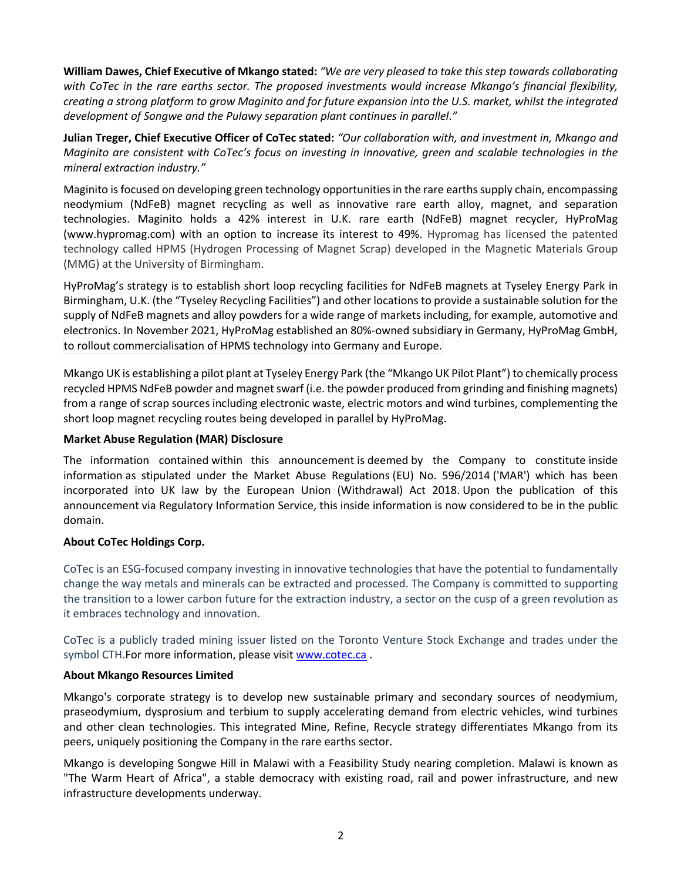**William Dawes, Chief Executive of Mkango stated:** *"We are very pleased to take this step towards collaborating with CoTec in the rare earths sector. The proposed investments would increase Mkango's financial flexibility, creating a strong platform to grow Maginito and for future expansion into the U.S. market, whilst the integrated development of Songwe and the Pulawy separation plant continues in parallel."*

**Julian Treger, Chief Executive Officer of CoTec stated:** *"Our collaboration with, and investment in, Mkango and Maginito are consistent with CoTec's focus on investing in innovative, green and scalable technologies in the mineral extraction industry."*

Maginito is focused on developing green technology opportunities in the rare earths supply chain, encompassing neodymium (NdFeB) magnet recycling as well as innovative rare earth alloy, magnet, and separation technologies. Maginito holds a 42% interest in U.K. rare earth (NdFeB) magnet recycler, HyProMag (www.hypromag.com) with an option to increase its interest to 49%. Hypromag has licensed the patented technology called HPMS (Hydrogen Processing of Magnet Scrap) developed in the Magnetic Materials Group (MMG) at the University of Birmingham.

HyProMag's strategy is to establish short loop recycling facilities for NdFeB magnets at Tyseley Energy Park in Birmingham, U.K. (the "Tyseley Recycling Facilities") and other locations to provide a sustainable solution for the supply of NdFeB magnets and alloy powders for a wide range of markets including, for example, automotive and electronics. In November 2021, HyProMag established an 80%-owned subsidiary in Germany, HyProMag GmbH, to rollout commercialisation of HPMS technology into Germany and Europe.

Mkango UK is establishing a pilot plant at Tyseley Energy Park (the "Mkango UK Pilot Plant") to chemically process recycled HPMS NdFeB powder and magnet swarf (i.e. the powder produced from grinding and finishing magnets) from a range of scrap sources including electronic waste, electric motors and wind turbines, complementing the short loop magnet recycling routes being developed in parallel by HyProMag.

**Market Abuse Regulation (MAR) Disclosure**

The information contained within this announcement is deemed by the Company to constitute inside information as stipulated under the Market Abuse Regulations (EU) No. 596/2014 ('MAR') which has been incorporated into UK law by the European Union (Withdrawal) Act 2018. Upon the publication of this announcement via Regulatory Information Service, this inside information is now considered to be in the public domain.

**About CoTec Holdings Corp.**

CoTec is an ESG-focused company investing in innovative technologies that have the potential to fundamentally change the way metals and minerals can be extracted and processed. The Company is committed to supporting the transition to a lower carbon future for the extraction industry, a sector on the cusp of a green revolution as it embraces technology and innovation.

CoTec is a publicly traded mining issuer listed on the Toronto Venture Stock Exchange and trades under the symbol CTH.For more information, please visit www.cotec.ca .

**About Mkango Resources Limited**

Mkango's corporate strategy is to develop new sustainable primary and secondary sources of neodymium, praseodymium, dysprosium and terbium to supply accelerating demand from electric vehicles, wind turbines and other clean technologies. This integrated Mine, Refine, Recycle strategy differentiates Mkango from its peers, uniquely positioning the Company in the rare earths sector.

Mkango is developing Songwe Hill in Malawi with a Feasibility Study nearing completion. Malawi is known as "The Warm Heart of Africa", a stable democracy with existing road, rail and power infrastructure, and new infrastructure developments underway.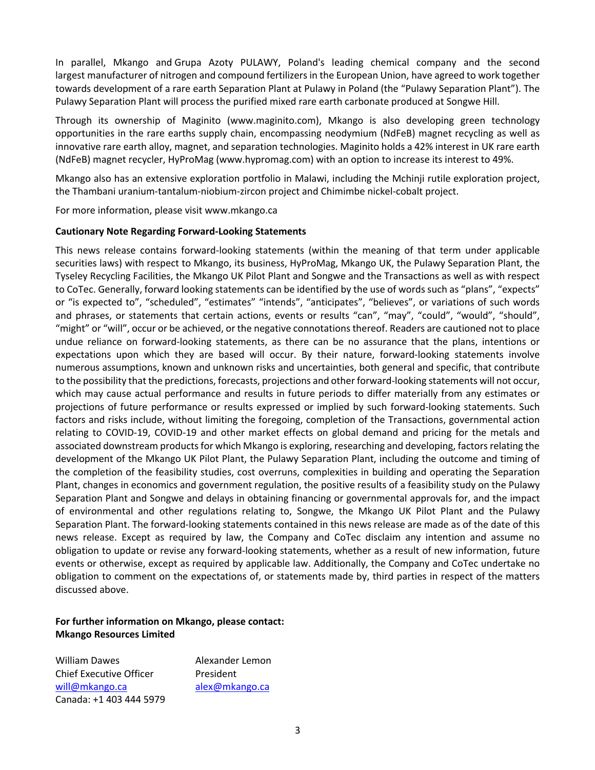In parallel, Mkango and Grupa Azoty PULAWY, Poland's leading chemical company and the second largest manufacturer of nitrogen and compound fertilizers in the European Union, have agreed to work together towards development of a rare earth Separation Plant at Pulawy in Poland (the "Pulawy Separation Plant"). The Pulawy Separation Plant will process the purified mixed rare earth carbonate produced at Songwe Hill.

Through its ownership of Maginito (www.maginito.com), Mkango is also developing green technology opportunities in the rare earths supply chain, encompassing neodymium (NdFeB) magnet recycling as well as innovative rare earth alloy, magnet, and separation technologies. Maginito holds a 42% interest in UK rare earth (NdFeB) magnet recycler, HyProMag (www.hypromag.com) with an option to increase its interest to 49%.

Mkango also has an extensive exploration portfolio in Malawi, including the Mchinji rutile exploration project, the Thambani uranium-tantalum-niobium-zircon project and Chimimbe nickel-cobalt project.

For more information, please visit www.mkango.ca

**Cautionary Note Regarding Forward-Looking Statements**

This news release contains forward-looking statements (within the meaning of that term under applicable securities laws) with respect to Mkango, its business, HyProMag, Mkango UK, the Pulawy Separation Plant, the Tyseley Recycling Facilities, the Mkango UK Pilot Plant and Songwe and the Transactions as well as with respect to CoTec. Generally, forward looking statements can be identified by the use of words such as "plans", "expects" or "is expected to", "scheduled", "estimates" "intends", "anticipates", "believes", or variations of such words and phrases, or statements that certain actions, events or results "can", "may", "could", "would", "should", "might" or "will", occur or be achieved, or the negative connotations thereof. Readers are cautioned not to place undue reliance on forward-looking statements, as there can be no assurance that the plans, intentions or expectations upon which they are based will occur. By their nature, forward-looking statements involve numerous assumptions, known and unknown risks and uncertainties, both general and specific, that contribute to the possibility that the predictions, forecasts, projections and other forward-looking statements will not occur, which may cause actual performance and results in future periods to differ materially from any estimates or projections of future performance or results expressed or implied by such forward-looking statements. Such factors and risks include, without limiting the foregoing, completion of the Transactions, governmental action relating to COVID-19, COVID-19 and other market effects on global demand and pricing for the metals and associated downstream products for which Mkango is exploring, researching and developing, factors relating the development of the Mkango UK Pilot Plant, the Pulawy Separation Plant, including the outcome and timing of the completion of the feasibility studies, cost overruns, complexities in building and operating the Separation Plant, changes in economics and government regulation, the positive results of a feasibility study on the Pulawy Separation Plant and Songwe and delays in obtaining financing or governmental approvals for, and the impact of environmental and other regulations relating to, Songwe, the Mkango UK Pilot Plant and the Pulawy Separation Plant. The forward-looking statements contained in this news release are made as of the date of this news release. Except as required by law, the Company and CoTec disclaim any intention and assume no obligation to update or revise any forward-looking statements, whether as a result of new information, future events or otherwise, except as required by applicable law. Additionally, the Company and CoTec undertake no obligation to comment on the expectations of, or statements made by, third parties in respect of the matters discussed above.

**For further information on Mkango, please contact:**
**Mkango Resources Limited**

| William Dawes | Alexander Lemon |
|---|---|
| Chief Executive Officer | President |
| will@mkango.ca | alex@mkango.ca |
| Canada: +1 403 444 5979 | |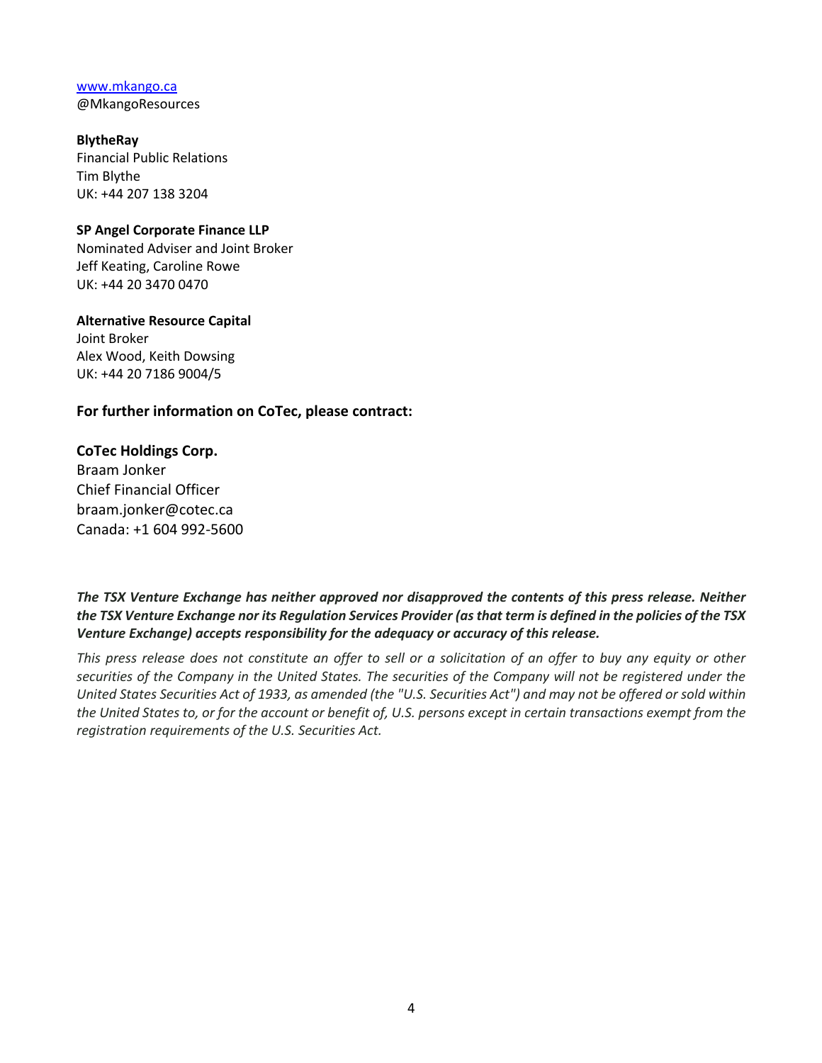www.mkango.ca
@MkangoResources

**BlytheRay**
Financial Public Relations
Tim Blythe
UK: +44 207 138 3204

**SP Angel Corporate Finance LLP**
Nominated Adviser and Joint Broker
Jeff Keating, Caroline Rowe
UK: +44 20 3470 0470

**Alternative Resource Capital**
Joint Broker
Alex Wood, Keith Dowsing
UK: +44 20 7186 9004/5

**For further information on CoTec, please contract:**

**CoTec Holdings Corp.**
Braam Jonker
Chief Financial Officer
braam.jonker@cotec.ca
Canada: +1 604 992-5600

***The TSX Venture Exchange has neither approved nor disapproved the contents of this press release. Neither the TSX Venture Exchange nor its Regulation Services Provider (as that term is defined in the policies of the TSX Venture Exchange) accepts responsibility for the adequacy or accuracy of this release.***

*This press release does not constitute an offer to sell or a solicitation of an offer to buy any equity or other securities of the Company in the United States. The securities of the Company will not be registered under the United States Securities Act of 1933, as amended (the "U.S. Securities Act") and may not be offered or sold within the United States to, or for the account or benefit of, U.S. persons except in certain transactions exempt from the registration requirements of the U.S. Securities Act.*